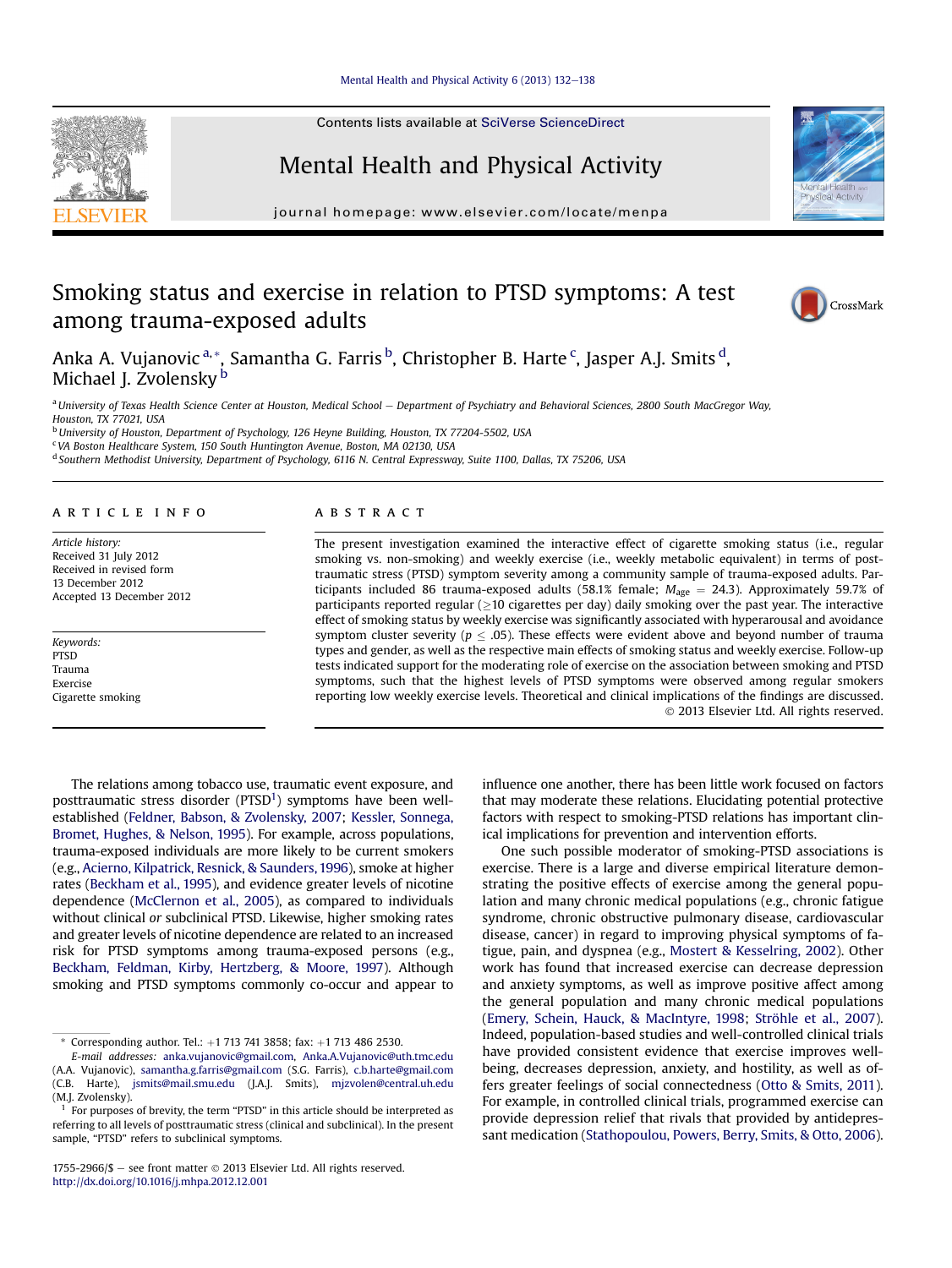# Smoking status and exercise in relation to PTSD symptoms: A test among trauma-exposed adults

Anka A. Vujanovic [a,*], Samantha G. Farris [b], Christopher B. Harte [c], Jasper A.J. Smits [d], Michael J. Zvolensky [b]

[a] University of Texas Health Science Center at Houston, Medical School – Department of Psychiatry and Behavioral Sciences, 2800 South MacGregor Way, Houston, TX 77021, USA

[b] University of Houston, Department of Psychology, 126 Heyne Building, Houston, TX 77204-5502, USA

[c] VA Boston Healthcare System, 150 South Huntington Avenue, Boston, MA 02130, USA

[d] Southern Methodist University, Department of Psychology, 6116 N. Central Expressway, Suite 1100, Dallas, TX 75206, USA

## ARTICLE INFO

*Article history:*
Received 31 July 2012
Received in revised form
13 December 2012
Accepted 13 December 2012

*Keywords:*
PTSD
Trauma
Exercise
Cigarette smoking

## ABSTRACT

The present investigation examined the interactive effect of cigarette smoking status (i.e., regular smoking vs. non-smoking) and weekly exercise (i.e., weekly metabolic equivalent) in terms of post-traumatic stress (PTSD) symptom severity among a community sample of trauma-exposed adults. Participants included 86 trauma-exposed adults (58.1% female; $M_{age} = 24.3$). Approximately 59.7% of participants reported regular (≥10 cigarettes per day) daily smoking over the past year. The interactive effect of smoking status by weekly exercise was significantly associated with hyperarousal and avoidance symptom cluster severity ($p \leq .05$). These effects were evident above and beyond number of trauma types and gender, as well as the respective main effects of smoking status and weekly exercise. Follow-up tests indicated support for the moderating role of exercise on the association between smoking and PTSD symptoms, such that the highest levels of PTSD symptoms were observed among regular smokers reporting low weekly exercise levels. Theoretical and clinical implications of the findings are discussed.

© 2013 Elsevier Ltd. All rights reserved.

The relations among tobacco use, traumatic event exposure, and posttraumatic stress disorder (PTSD[1]) symptoms have been well-established (Feldner, Babson, & Zvolensky, 2007; Kessler, Sonnega, Bromet, Hughes, & Nelson, 1995). For example, across populations, trauma-exposed individuals are more likely to be current smokers (e.g., Acierno, Kilpatrick, Resnick, & Saunders, 1996), smoke at higher rates (Beckham et al., 1995), and evidence greater levels of nicotine dependence (McClernon et al., 2005), as compared to individuals without clinical *or* subclinical PTSD. Likewise, higher smoking rates and greater levels of nicotine dependence are related to an increased risk for PTSD symptoms among trauma-exposed persons (e.g., Beckham, Feldman, Kirby, Hertzberg, & Moore, 1997). Although smoking and PTSD symptoms commonly co-occur and appear to influence one another, there has been little work focused on factors that may moderate these relations. Elucidating potential protective factors with respect to smoking-PTSD relations has important clinical implications for prevention and intervention efforts.

One such possible moderator of smoking-PTSD associations is exercise. There is a large and diverse empirical literature demonstrating the positive effects of exercise among the general population and many chronic medical populations (e.g., chronic fatigue syndrome, chronic obstructive pulmonary disease, cardiovascular disease, cancer) in regard to improving physical symptoms of fatigue, pain, and dyspnea (e.g., Mostert & Kesselring, 2002). Other work has found that increased exercise can decrease depression and anxiety symptoms, as well as improve positive affect among the general population and many chronic medical populations (Emery, Schein, Hauck, & MacIntyre, 1998; Ströhle et al., 2007). Indeed, population-based studies and well-controlled clinical trials have provided consistent evidence that exercise improves well-being, decreases depression, anxiety, and hostility, as well as offers greater feelings of social connectedness (Otto & Smits, 2011). For example, in controlled clinical trials, programmed exercise can provide depression relief that rivals that provided by antidepressant medication (Stathopoulou, Powers, Berry, Smits, & Otto, 2006).

* Corresponding author. Tel.: +1 713 741 3858; fax: +1 713 486 2530.
*E-mail addresses:* anka.vujanovic@gmail.com, Anka.A.Vujanovic@uth.tmc.edu (A.A. Vujanovic), samantha.g.farris@gmail.com (S.G. Farris), c.b.harte@gmail.com (C.B. Harte), jsmits@mail.smu.edu (J.A.J. Smits), mjzvolen@central.uh.edu (M.J. Zvolensky).

[1] For purposes of brevity, the term "PTSD" in this article should be interpreted as referring to all levels of posttraumatic stress (clinical and subclinical). In the present sample, "PTSD" refers to subclinical symptoms.

1755-2966/$ – see front matter © 2013 Elsevier Ltd. All rights reserved.
http://dx.doi.org/10.1016/j.mhpa.2012.12.001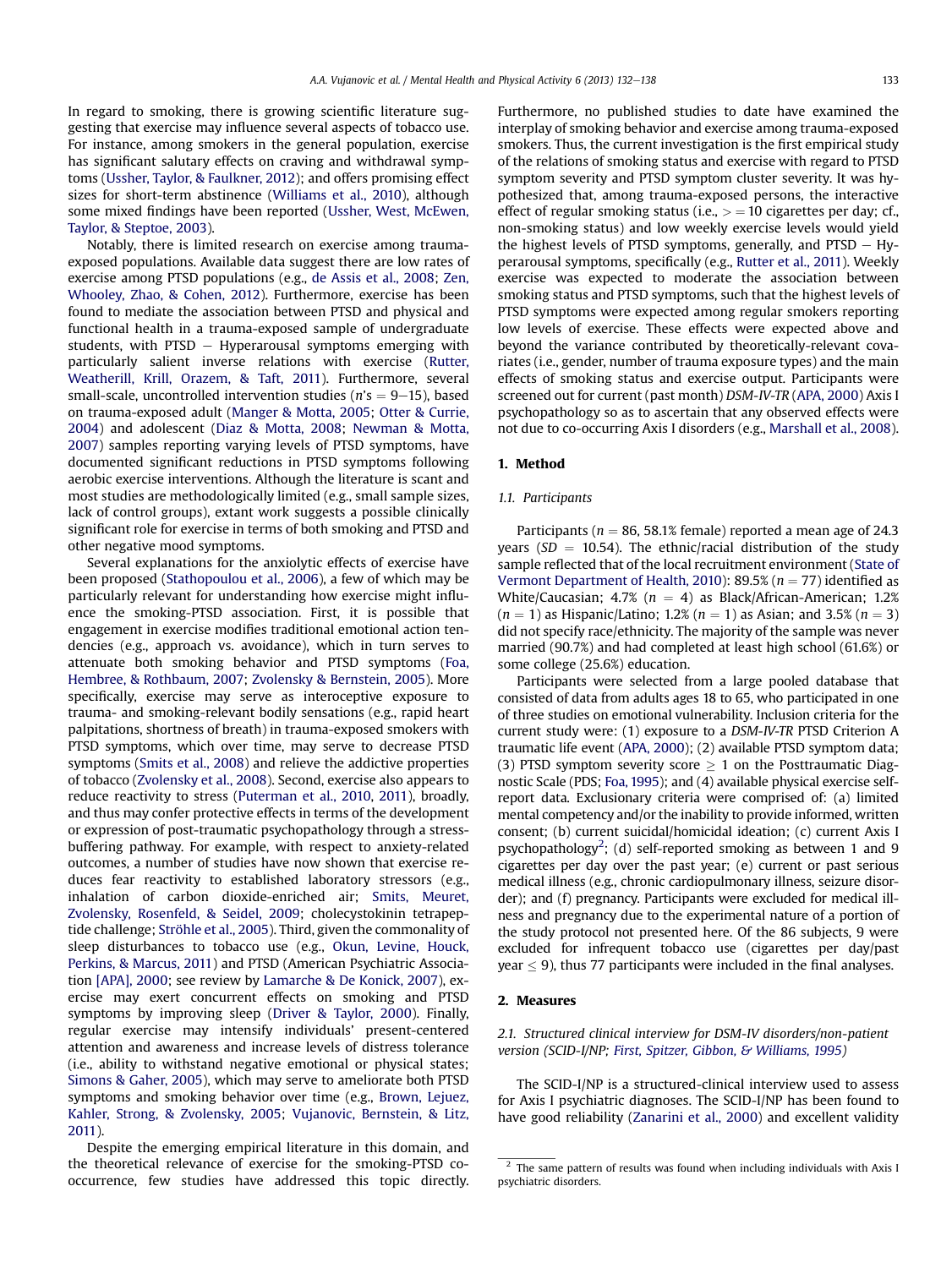In regard to smoking, there is growing scientific literature suggesting that exercise may influence several aspects of tobacco use. For instance, among smokers in the general population, exercise has significant salutary effects on craving and withdrawal symptoms (Ussher, Taylor, & Faulkner, 2012); and offers promising effect sizes for short-term abstinence (Williams et al., 2010), although some mixed findings have been reported (Ussher, West, McEwen, Taylor, & Steptoe, 2003).

Notably, there is limited research on exercise among trauma-exposed populations. Available data suggest there are low rates of exercise among PTSD populations (e.g., de Assis et al., 2008; Zen, Whooley, Zhao, & Cohen, 2012). Furthermore, exercise has been found to mediate the association between PTSD and physical and functional health in a trauma-exposed sample of undergraduate students, with PTSD – Hyperarousal symptoms emerging with particularly salient inverse relations with exercise (Rutter, Weatherill, Krill, Orazem, & Taft, 2011). Furthermore, several small-scale, uncontrolled intervention studies ($n$'s = 9–15), based on trauma-exposed adult (Manger & Motta, 2005; Otter & Currie, 2004) and adolescent (Diaz & Motta, 2008; Newman & Motta, 2007) samples reporting varying levels of PTSD symptoms, have documented significant reductions in PTSD symptoms following aerobic exercise interventions. Although the literature is scant and most studies are methodologically limited (e.g., small sample sizes, lack of control groups), extant work suggests a possible clinically significant role for exercise in terms of both smoking and PTSD and other negative mood symptoms.

Several explanations for the anxiolytic effects of exercise have been proposed (Stathopoulou et al., 2006), a few of which may be particularly relevant for understanding how exercise might influence the smoking-PTSD association. First, it is possible that engagement in exercise modifies traditional emotional action tendencies (e.g., approach vs. avoidance), which in turn serves to attenuate both smoking behavior and PTSD symptoms (Foa, Hembree, & Rothbaum, 2007; Zvolensky & Bernstein, 2005). More specifically, exercise may serve as interoceptive exposure to trauma- and smoking-relevant bodily sensations (e.g., rapid heart palpitations, shortness of breath) in trauma-exposed smokers with PTSD symptoms, which over time, may serve to decrease PTSD symptoms (Smits et al., 2008) and relieve the addictive properties of tobacco (Zvolensky et al., 2008). Second, exercise also appears to reduce reactivity to stress (Puterman et al., 2010, 2011), broadly, and thus may confer protective effects in terms of the development or expression of post-traumatic psychopathology through a stress-buffering pathway. For example, with respect to anxiety-related outcomes, a number of studies have now shown that exercise reduces fear reactivity to established laboratory stressors (e.g., inhalation of carbon dioxide-enriched air; Smits, Meuret, Zvolensky, Rosenfeld, & Seidel, 2009; cholecystokinin tetrapeptide challenge; Ströhle et al., 2005). Third, given the commonality of sleep disturbances to tobacco use (e.g., Okun, Levine, Houck, Perkins, & Marcus, 2011) and PTSD (American Psychiatric Association [APA], 2000; see review by Lamarche & De Konick, 2007), exercise may exert concurrent effects on smoking and PTSD symptoms by improving sleep (Driver & Taylor, 2000). Finally, regular exercise may intensify individuals' present-centered attention and awareness and increase levels of distress tolerance (i.e., ability to withstand negative emotional or physical states; Simons & Gaher, 2005), which may serve to ameliorate both PTSD symptoms and smoking behavior over time (e.g., Brown, Lejuez, Kahler, Strong, & Zvolensky, 2005; Vujanovic, Bernstein, & Litz, 2011).

Despite the emerging empirical literature in this domain, and the theoretical relevance of exercise for the smoking-PTSD co-occurrence, few studies have addressed this topic directly. Furthermore, no published studies to date have examined the interplay of smoking behavior and exercise among trauma-exposed smokers. Thus, the current investigation is the first empirical study of the relations of smoking status and exercise with regard to PTSD symptom severity and PTSD symptom cluster severity. It was hypothesized that, among trauma-exposed persons, the interactive effect of regular smoking status (i.e., > = 10 cigarettes per day; cf., non-smoking status) and low weekly exercise levels would yield the highest levels of PTSD symptoms, generally, and PTSD – Hyperarousal symptoms, specifically (e.g., Rutter et al., 2011). Weekly exercise was expected to moderate the association between smoking status and PTSD symptoms, such that the highest levels of PTSD symptoms were expected among regular smokers reporting low levels of exercise. These effects were expected above and beyond the variance contributed by theoretically-relevant covariates (i.e., gender, number of trauma exposure types) and the main effects of smoking status and exercise output. Participants were screened out for current (past month) *DSM-IV-TR* (APA, 2000) Axis I psychopathology so as to ascertain that any observed effects were not due to co-occurring Axis I disorders (e.g., Marshall et al., 2008).

## 1. Method

### 1.1. Participants

Participants ($n = 86$, 58.1% female) reported a mean age of 24.3 years ($SD = 10.54$). The ethnic/racial distribution of the study sample reflected that of the local recruitment environment (State of Vermont Department of Health, 2010): 89.5% ($n = 77$) identified as White/Caucasian; 4.7% ($n = 4$) as Black/African-American; 1.2% ($n = 1$) as Hispanic/Latino; 1.2% ($n = 1$) as Asian; and 3.5% ($n = 3$) did not specify race/ethnicity. The majority of the sample was never married (90.7%) and had completed at least high school (61.6%) or some college (25.6%) education.

Participants were selected from a large pooled database that consisted of data from adults ages 18 to 65, who participated in one of three studies on emotional vulnerability. Inclusion criteria for the current study were: (1) exposure to a *DSM-IV-TR* PTSD Criterion A traumatic life event (APA, 2000); (2) available PTSD symptom data; (3) PTSD symptom severity score $\geq 1$ on the Posttraumatic Diagnostic Scale (PDS; Foa, 1995); and (4) available physical exercise self-report data. Exclusionary criteria were comprised of: (a) limited mental competency and/or the inability to provide informed, written consent; (b) current suicidal/homicidal ideation; (c) current Axis I psychopathology[2]; (d) self-reported smoking as between 1 and 9 cigarettes per day over the past year; (e) current or past serious medical illness (e.g., chronic cardiopulmonary illness, seizure disorder); and (f) pregnancy. Participants were excluded for medical illness and pregnancy due to the experimental nature of a portion of the study protocol not presented here. Of the 86 subjects, 9 were excluded for infrequent tobacco use (cigarettes per day/past year $\leq 9$), thus 77 participants were included in the final analyses.

## 2. Measures

### 2.1. Structured clinical interview for DSM-IV disorders/non-patient version (SCID-I/NP; First, Spitzer, Gibbon, & Williams, 1995)

The SCID-I/NP is a structured-clinical interview used to assess for Axis I psychiatric diagnoses. The SCID-I/NP has been found to have good reliability (Zanarini et al., 2000) and excellent validity

[2] The same pattern of results was found when including individuals with Axis I psychiatric disorders.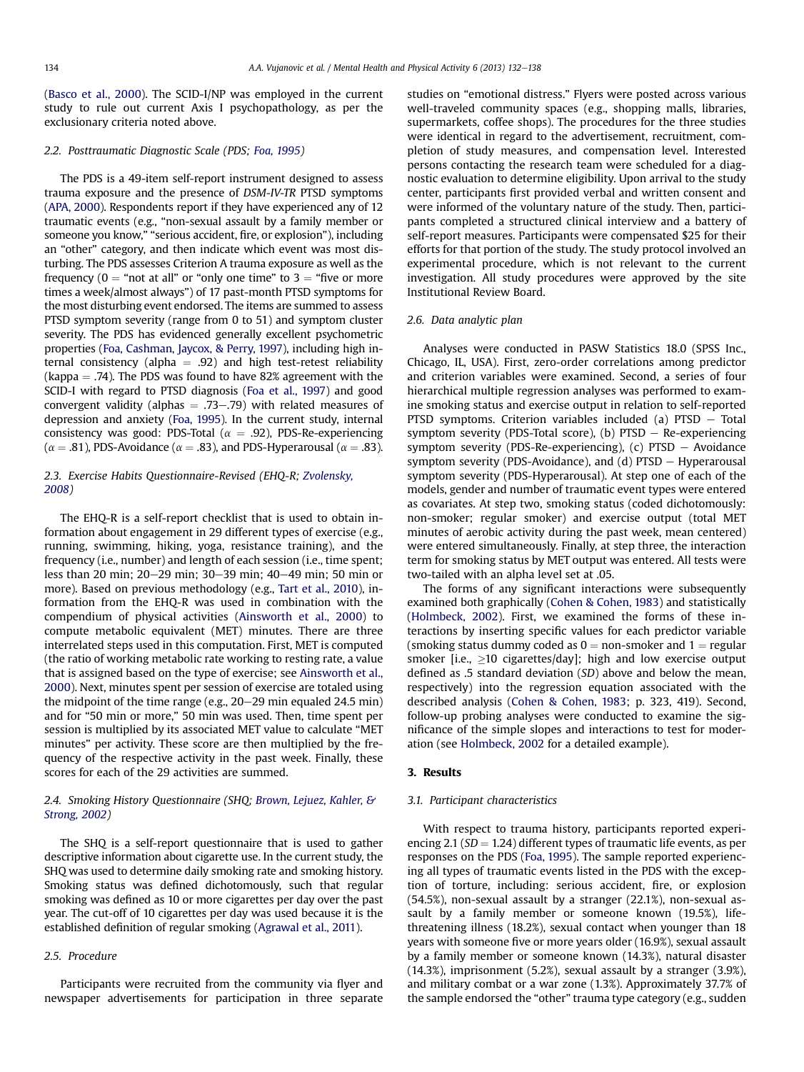(Basco et al., 2000). The SCID-I/NP was employed in the current study to rule out current Axis I psychopathology, as per the exclusionary criteria noted above.

### 2.2. Posttraumatic Diagnostic Scale (PDS; Foa, 1995)

The PDS is a 49-item self-report instrument designed to assess trauma exposure and the presence of *DSM-IV-TR* PTSD symptoms (APA, 2000). Respondents report if they have experienced any of 12 traumatic events (e.g., "non-sexual assault by a family member or someone you know," "serious accident, fire, or explosion"), including an "other" category, and then indicate which event was most disturbing. The PDS assesses Criterion A trauma exposure as well as the frequency (0 = "not at all" or "only one time" to 3 = "five or more times a week/almost always") of 17 past-month PTSD symptoms for the most disturbing event endorsed. The items are summed to assess PTSD symptom severity (range from 0 to 51) and symptom cluster severity. The PDS has evidenced generally excellent psychometric properties (Foa, Cashman, Jaycox, & Perry, 1997), including high internal consistency (alpha = .92) and high test-retest reliability (kappa = .74). The PDS was found to have 82% agreement with the SCID-I with regard to PTSD diagnosis (Foa et al., 1997) and good convergent validity (alphas = .73–.79) with related measures of depression and anxiety (Foa, 1995). In the current study, internal consistency was good: PDS-Total ($\alpha$ = .92), PDS-Re-experiencing ($\alpha$ = .81), PDS-Avoidance ($\alpha$ = .83), and PDS-Hyperarousal ($\alpha$ = .83).

### 2.3. Exercise Habits Questionnaire-Revised (EHQ-R; Zvolensky, 2008)

The EHQ-R is a self-report checklist that is used to obtain information about engagement in 29 different types of exercise (e.g., running, swimming, hiking, yoga, resistance training), and the frequency (i.e., number) and length of each session (i.e., time spent; less than 20 min; 20–29 min; 30–39 min; 40–49 min; 50 min or more). Based on previous methodology (e.g., Tart et al., 2010), information from the EHQ-R was used in combination with the compendium of physical activities (Ainsworth et al., 2000) to compute metabolic equivalent (MET) minutes. There are three interrelated steps used in this computation. First, MET is computed (the ratio of working metabolic rate working to resting rate, a value that is assigned based on the type of exercise; see Ainsworth et al., 2000). Next, minutes spent per session of exercise are totaled using the midpoint of the time range (e.g., 20–29 min equaled 24.5 min) and for "50 min or more," 50 min was used. Then, time spent per session is multiplied by its associated MET value to calculate "MET minutes" per activity. These score are then multiplied by the frequency of the respective activity in the past week. Finally, these scores for each of the 29 activities are summed.

### 2.4. Smoking History Questionnaire (SHQ; Brown, Lejuez, Kahler, & Strong, 2002)

The SHQ is a self-report questionnaire that is used to gather descriptive information about cigarette use. In the current study, the SHQ was used to determine daily smoking rate and smoking history. Smoking status was defined dichotomously, such that regular smoking was defined as 10 or more cigarettes per day over the past year. The cut-off of 10 cigarettes per day was used because it is the established definition of regular smoking (Agrawal et al., 2011).

### 2.5. Procedure

Participants were recruited from the community via flyer and newspaper advertisements for participation in three separate studies on "emotional distress." Flyers were posted across various well-traveled community spaces (e.g., shopping malls, libraries, supermarkets, coffee shops). The procedures for the three studies were identical in regard to the advertisement, recruitment, completion of study measures, and compensation level. Interested persons contacting the research team were scheduled for a diagnostic evaluation to determine eligibility. Upon arrival to the study center, participants first provided verbal and written consent and were informed of the voluntary nature of the study. Then, participants completed a structured clinical interview and a battery of self-report measures. Participants were compensated $25 for their efforts for that portion of the study. The study protocol involved an experimental procedure, which is not relevant to the current investigation. All study procedures were approved by the site Institutional Review Board.

### 2.6. Data analytic plan

Analyses were conducted in PASW Statistics 18.0 (SPSS Inc., Chicago, IL, USA). First, zero-order correlations among predictor and criterion variables were examined. Second, a series of four hierarchical multiple regression analyses was performed to examine smoking status and exercise output in relation to self-reported PTSD symptoms. Criterion variables included (a) PTSD – Total symptom severity (PDS-Total score), (b) PTSD – Re-experiencing symptom severity (PDS-Re-experiencing), (c) PTSD – Avoidance symptom severity (PDS-Avoidance), and (d) PTSD – Hyperarousal symptom severity (PDS-Hyperarousal). At step one of each of the models, gender and number of traumatic event types were entered as covariates. At step two, smoking status (coded dichotomously: non-smoker; regular smoker) and exercise output (total MET minutes of aerobic activity during the past week, mean centered) were entered simultaneously. Finally, at step three, the interaction term for smoking status by MET output was entered. All tests were two-tailed with an alpha level set at .05.

The forms of any significant interactions were subsequently examined both graphically (Cohen & Cohen, 1983) and statistically (Holmbeck, 2002). First, we examined the forms of these interactions by inserting specific values for each predictor variable (smoking status dummy coded as 0 = non-smoker and 1 = regular smoker [i.e., $\geq$10 cigarettes/day]; high and low exercise output defined as .5 standard deviation (*SD*) above and below the mean, respectively) into the regression equation associated with the described analysis (Cohen & Cohen, 1983; p. 323, 419). Second, follow-up probing analyses were conducted to examine the significance of the simple slopes and interactions to test for moderation (see Holmbeck, 2002 for a detailed example).

## 3. Results

### 3.1. Participant characteristics

With respect to trauma history, participants reported experiencing 2.1 (*SD* = 1.24) different types of traumatic life events, as per responses on the PDS (Foa, 1995). The sample reported experiencing all types of traumatic events listed in the PDS with the exception of torture, including: serious accident, fire, or explosion (54.5%), non-sexual assault by a stranger (22.1%), non-sexual assault by a family member or someone known (19.5%), life-threatening illness (18.2%), sexual contact when younger than 18 years with someone five or more years older (16.9%), sexual assault by a family member or someone known (14.3%), natural disaster (14.3%), imprisonment (5.2%), sexual assault by a stranger (3.9%), and military combat or a war zone (1.3%). Approximately 37.7% of the sample endorsed the "other" trauma type category (e.g., sudden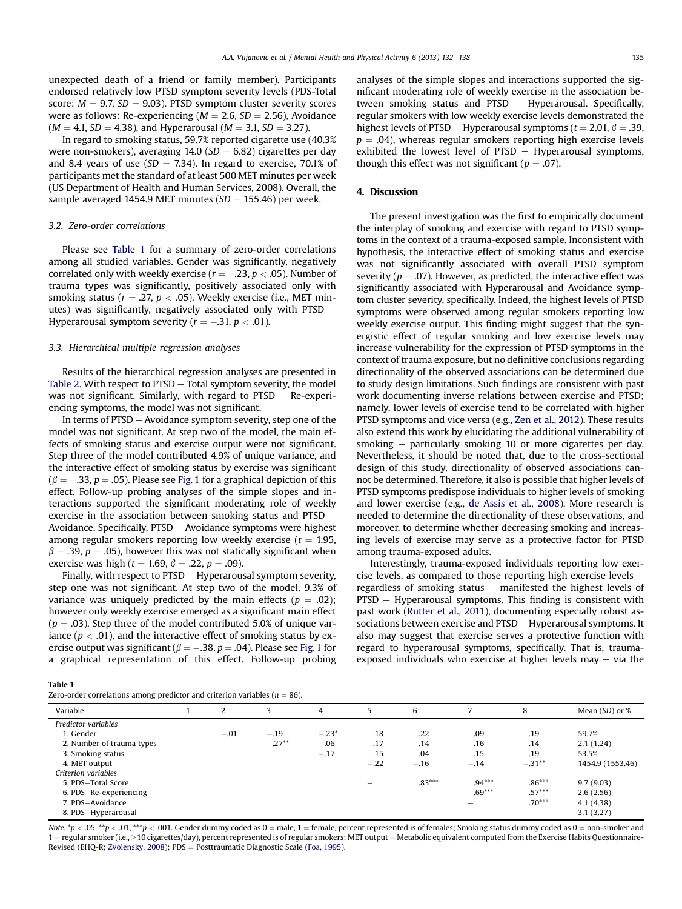unexpected death of a friend or family member). Participants endorsed relatively low PTSD symptom severity levels (PDS-Total score: $M = 9.7$, $SD = 9.03$). PTSD symptom cluster severity scores were as follows: Re-experiencing ($M = 2.6$, $SD = 2.56$), Avoidance ($M = 4.1$, $SD = 4.38$), and Hyperarousal ($M = 3.1$, $SD = 3.27$).

In regard to smoking status, 59.7% reported cigarette use (40.3% were non-smokers), averaging 14.0 ($SD = 6.82$) cigarettes per day and 8.4 years of use ($SD = 7.34$). In regard to exercise, 70.1% of participants met the standard of at least 500 MET minutes per week (US Department of Health and Human Services, 2008). Overall, the sample averaged 1454.9 MET minutes ($SD = 155.46$) per week.

### 3.2. Zero-order correlations

Please see Table 1 for a summary of zero-order correlations among all studied variables. Gender was significantly, negatively correlated only with weekly exercise ($r = -.23$, $p < .05$). Number of trauma types was significantly, positively associated only with smoking status ($r = .27$, $p < .05$). Weekly exercise (i.e., MET minutes) was significantly, negatively associated only with PTSD – Hyperarousal symptom severity ($r = -.31$, $p < .01$).

### 3.3. Hierarchical multiple regression analyses

Results of the hierarchical regression analyses are presented in Table 2. With respect to PTSD – Total symptom severity, the model was not significant. Similarly, with regard to PTSD – Re-experiencing symptoms, the model was not significant.

In terms of PTSD – Avoidance symptom severity, step one of the model was not significant. At step two of the model, the main effects of smoking status and exercise output were not significant. Step three of the model contributed 4.9% of unique variance, and the interactive effect of smoking status by exercise was significant ($\beta = -.33$, $p = .05$). Please see Fig. 1 for a graphical depiction of this effect. Follow-up probing analyses of the simple slopes and interactions supported the significant moderating role of weekly exercise in the association between smoking status and PTSD – Avoidance. Specifically, PTSD – Avoidance symptoms were highest among regular smokers reporting low weekly exercise ($t = 1.95$, $\beta = .39$, $p = .05$), however this was not statically significant when exercise was high ($t = 1.69$, $\beta = .22$, $p = .09$).

Finally, with respect to PTSD – Hyperarousal symptom severity, step one was not significant. At step two of the model, 9.3% of variance was uniquely predicted by the main effects ($p = .02$); however only weekly exercise emerged as a significant main effect ($p = .03$). Step three of the model contributed 5.0% of unique variance ($p < .01$), and the interactive effect of smoking status by exercise output was significant ($\beta = -.38$, $p = .04$). Please see Fig. 1 for a graphical representation of this effect. Follow-up probing analyses of the simple slopes and interactions supported the significant moderating role of weekly exercise in the association between smoking status and PTSD – Hyperarousal. Specifically, regular smokers with low weekly exercise levels demonstrated the highest levels of PTSD – Hyperarousal symptoms ($t = 2.01$, $\beta = .39$, $p = .04$), whereas regular smokers reporting high exercise levels exhibited the lowest level of PTSD – Hyperarousal symptoms, though this effect was not significant ($p = .07$).

## 4. Discussion

The present investigation was the first to empirically document the interplay of smoking and exercise with regard to PTSD symptoms in the context of a trauma-exposed sample. Inconsistent with hypothesis, the interactive effect of smoking status and exercise was not significantly associated with overall PTSD symptom severity ($p = .07$). However, as predicted, the interactive effect was significantly associated with Hyperarousal and Avoidance symptom cluster severity, specifically. Indeed, the highest levels of PTSD symptoms were observed among regular smokers reporting low weekly exercise output. This finding might suggest that the synergistic effect of regular smoking and low exercise levels may increase vulnerability for the expression of PTSD symptoms in the context of trauma exposure, but no definitive conclusions regarding directionality of the observed associations can be determined due to study design limitations. Such findings are consistent with past work documenting inverse relations between exercise and PTSD; namely, lower levels of exercise tend to be correlated with higher PTSD symptoms and vice versa (e.g., Zen et al., 2012). These results also extend this work by elucidating the additional vulnerability of smoking – particularly smoking 10 or more cigarettes per day. Nevertheless, it should be noted that, due to the cross-sectional design of this study, directionality of observed associations cannot be determined. Therefore, it also is possible that higher levels of PTSD symptoms predispose individuals to higher levels of smoking and lower exercise (e.g., de Assis et al., 2008). More research is needed to determine the directionality of these observations, and moreover, to determine whether decreasing smoking and increasing levels of exercise may serve as a protective factor for PTSD among trauma-exposed adults.

Interestingly, trauma-exposed individuals reporting low exercise levels, as compared to those reporting high exercise levels – regardless of smoking status – manifested the highest levels of PTSD – Hyperarousal symptoms. This finding is consistent with past work (Rutter et al., 2011), documenting especially robust associations between exercise and PTSD – Hyperarousal symptoms. It also may suggest that exercise serves a protective function with regard to hyperarousal symptoms, specifically. That is, trauma-exposed individuals who exercise at higher levels may – via the

**Table 1**
Zero-order correlations among predictor and criterion variables ($n = 86$).

| Variable | 1 | 2 | 3 | 4 | 5 | 6 | 7 | 8 | Mean (*SD*) or % |
|---|---|---|---|---|---|---|---|---|---|
| *Predictor variables* | | | | | | | | | |
| 1. Gender | – | −.01 | −.19 | −.23* | .18 | .22 | .09 | .19 | 59.7% |
| 2. Number of trauma types | | – | .27** | .06 | .17 | .14 | .16 | .14 | 2.1 (1.24) |
| 3. Smoking status | | | – | −.17 | .15 | .04 | .15 | .19 | 53.5% |
| 4. MET output | | | | – | −.22 | −.16 | −.14 | −.31** | 1454.9 (1553.46) |
| *Criterion variables* | | | | | | | | | |
| 5. PDS–Total Score | | | | | – | .83*** | .94*** | .86*** | 9.7 (9.03) |
| 6. PDS–Re-experiencing | | | | | | – | .69*** | .57*** | 2.6 (2.56) |
| 7. PDS–Avoidance | | | | | | | – | .70*** | 4.1 (4.38) |
| 8. PDS–Hyperarousal | | | | | | | | – | 3.1 (3.27) |

*Note.* *$p < .05$, **$p < .01$, ***$p < .001$. Gender dummy coded as 0 = male, 1 = female, percent represented is of females; Smoking status dummy coded as 0 = non-smoker and 1 = regular smoker (i.e., ≥10 cigarettes/day), percent represented is of regular smokers; MET output = Metabolic equivalent computed from the Exercise Habits Questionnaire-Revised (EHQ-R; Zvolensky, 2008); PDS = Posttraumatic Diagnostic Scale (Foa, 1995).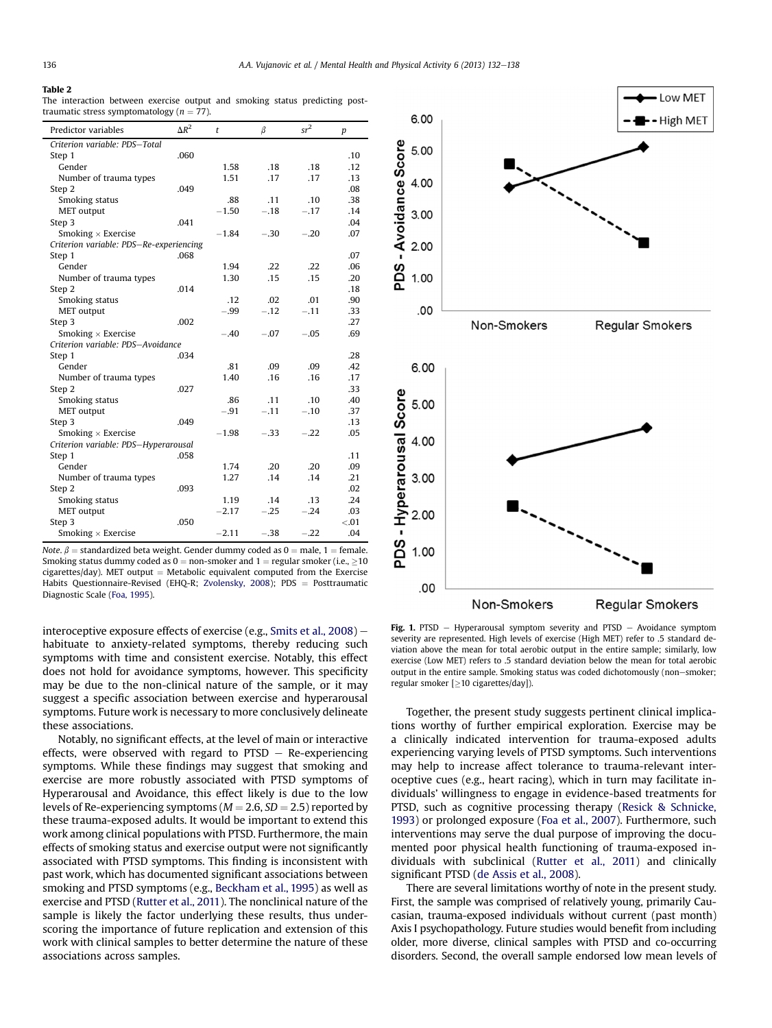**Table 2**
The interaction between exercise output and smoking status predicting posttraumatic stress symptomatology ($n = 77$).

| Predictor variables | $\Delta R^2$ | $t$ | $\beta$ | $sr^2$ | $p$ |
|---|---|---|---|---|---|
| *Criterion variable: PDS–Total* | | | | | |
| Step 1 | .060 | | | | .10 |
| Gender | | 1.58 | .18 | .18 | .12 |
| Number of trauma types | | 1.51 | .17 | .17 | .13 |
| Step 2 | .049 | | | | .08 |
| Smoking status | | .88 | .11 | .10 | .38 |
| MET output | | −1.50 | −.18 | −.17 | .14 |
| Step 3 | .041 | | | | .04 |
| Smoking × Exercise | | −1.84 | −.30 | −.20 | .07 |
| *Criterion variable: PDS–Re-experiencing* | | | | | |
| Step 1 | .068 | | | | .07 |
| Gender | | 1.94 | .22 | .22 | .06 |
| Number of trauma types | | 1.30 | .15 | .15 | .20 |
| Step 2 | .014 | | | | .18 |
| Smoking status | | .12 | .02 | .01 | .90 |
| MET output | | −.99 | −.12 | −.11 | .33 |
| Step 3 | .002 | | | | .27 |
| Smoking × Exercise | | −.40 | −.07 | −.05 | .69 |
| *Criterion variable: PDS–Avoidance* | | | | | |
| Step 1 | .034 | | | | .28 |
| Gender | | .81 | .09 | .09 | .42 |
| Number of trauma types | | 1.40 | .16 | .16 | .17 |
| Step 2 | .027 | | | | .33 |
| Smoking status | | .86 | .11 | .10 | .40 |
| MET output | | −.91 | −.11 | −.10 | .37 |
| Step 3 | .049 | | | | .13 |
| Smoking × Exercise | | −1.98 | −.33 | −.22 | .05 |
| *Criterion variable: PDS–Hyperarousal* | | | | | |
| Step 1 | .058 | | | | .11 |
| Gender | | 1.74 | .20 | .20 | .09 |
| Number of trauma types | | 1.27 | .14 | .14 | .21 |
| Step 2 | .093 | | | | .02 |
| Smoking status | | 1.19 | .14 | .13 | .24 |
| MET output | | −2.17 | −.25 | −.24 | .03 |
| Step 3 | .050 | | | | <.01 |
| Smoking × Exercise | | −2.11 | −.38 | −.22 | .04 |

*Note.* $\beta$ = standardized beta weight. Gender dummy coded as 0 = male, 1 = female. Smoking status dummy coded as 0 = non-smoker and 1 = regular smoker (i.e., ≥10 cigarettes/day). MET output = Metabolic equivalent computed from the Exercise Habits Questionnaire-Revised (EHQ-R; Zvolensky, 2008); PDS = Posttraumatic Diagnostic Scale (Foa, 1995).

**Fig. 1.** PTSD − Hyperarousal symptom severity and PTSD − Avoidance symptom severity are represented. High levels of exercise (High MET) refer to .5 standard deviation above the mean for total aerobic output in the entire sample; similarly, low exercise (Low MET) refers to .5 standard deviation below the mean for total aerobic output in the entire sample. Smoking status was coded dichotomously (non−smoker; regular smoker [≥10 cigarettes/day]).

interoceptive exposure effects of exercise (e.g., Smits et al., 2008) – habituate to anxiety-related symptoms, thereby reducing such symptoms with time and consistent exercise. Notably, this effect does not hold for avoidance symptoms, however. This specificity may be due to the non-clinical nature of the sample, or it may suggest a specific association between exercise and hyperarousal symptoms. Future work is necessary to more conclusively delineate these associations.

Notably, no significant effects, at the level of main or interactive effects, were observed with regard to PTSD − Re-experiencing symptoms. While these findings may suggest that smoking and exercise are more robustly associated with PTSD symptoms of Hyperarousal and Avoidance, this effect likely is due to the low levels of Re-experiencing symptoms ($M = 2.6$, $SD = 2.5$) reported by these trauma-exposed adults. It would be important to extend this work among clinical populations with PTSD. Furthermore, the main effects of smoking status and exercise output were not significantly associated with PTSD symptoms. This finding is inconsistent with past work, which has documented significant associations between smoking and PTSD symptoms (e.g., Beckham et al., 1995) as well as exercise and PTSD (Rutter et al., 2011). The nonclinical nature of the sample is likely the factor underlying these results, thus underscoring the importance of future replication and extension of this work with clinical samples to better determine the nature of these associations across samples.

Together, the present study suggests pertinent clinical implications worthy of further empirical exploration. Exercise may be a clinically indicated intervention for trauma-exposed adults experiencing varying levels of PTSD symptoms. Such interventions may help to increase affect tolerance to trauma-relevant interoceptive cues (e.g., heart racing), which in turn may facilitate individuals' willingness to engage in evidence-based treatments for PTSD, such as cognitive processing therapy (Resick & Schnicke, 1993) or prolonged exposure (Foa et al., 2007). Furthermore, such interventions may serve the dual purpose of improving the documented poor physical health functioning of trauma-exposed individuals with subclinical (Rutter et al., 2011) and clinically significant PTSD (de Assis et al., 2008).

There are several limitations worthy of note in the present study. First, the sample was comprised of relatively young, primarily Caucasian, trauma-exposed individuals without current (past month) Axis I psychopathology. Future studies would benefit from including older, more diverse, clinical samples with PTSD and co-occurring disorders. Second, the overall sample endorsed low mean levels of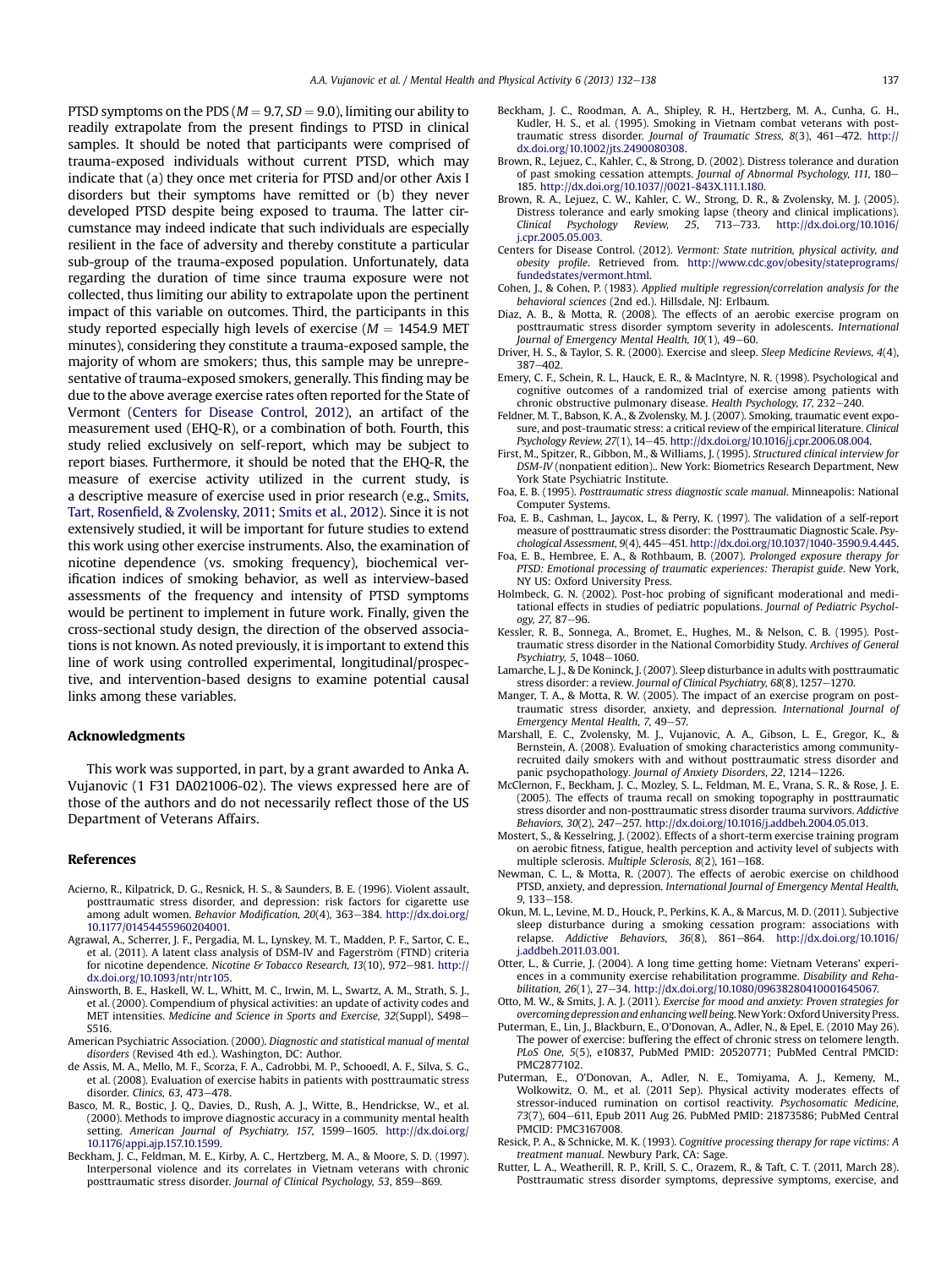PTSD symptoms on the PDS ($M = 9.7$, $SD = 9.0$), limiting our ability to readily extrapolate from the present findings to PTSD in clinical samples. It should be noted that participants were comprised of trauma-exposed individuals without current PTSD, which may indicate that (a) they once met criteria for PTSD and/or other Axis I disorders but their symptoms have remitted or (b) they never developed PTSD despite being exposed to trauma. The latter circumstance may indeed indicate that such individuals are especially resilient in the face of adversity and thereby constitute a particular sub-group of the trauma-exposed population. Unfortunately, data regarding the duration of time since trauma exposure were not collected, thus limiting our ability to extrapolate upon the pertinent impact of this variable on outcomes. Third, the participants in this study reported especially high levels of exercise ($M = 1454.9$ MET minutes), considering they constitute a trauma-exposed sample, the majority of whom are smokers; thus, this sample may be unrepresentative of trauma-exposed smokers, generally. This finding may be due to the above average exercise rates often reported for the State of Vermont (Centers for Disease Control, 2012), an artifact of the measurement used (EHQ-R), or a combination of both. Fourth, this study relied exclusively on self-report, which may be subject to report biases. Furthermore, it should be noted that the EHQ-R, the measure of exercise activity utilized in the current study, is a descriptive measure of exercise used in prior research (e.g., Smits, Tart, Rosenfield, & Zvolensky, 2011; Smits et al., 2012). Since it is not extensively studied, it will be important for future studies to extend this work using other exercise instruments. Also, the examination of nicotine dependence (vs. smoking frequency), biochemical verification indices of smoking behavior, as well as interview-based assessments of the frequency and intensity of PTSD symptoms would be pertinent to implement in future work. Finally, given the cross-sectional study design, the direction of the observed associations is not known. As noted previously, it is important to extend this line of work using controlled experimental, longitudinal/prospective, and intervention-based designs to examine potential causal links among these variables.

## Acknowledgments

This work was supported, in part, by a grant awarded to Anka A. Vujanovic (1 F31 DA021006-02). The views expressed here are of those of the authors and do not necessarily reflect those of the US Department of Veterans Affairs.

## References

Acierno, R., Kilpatrick, D. G., Resnick, H. S., & Saunders, B. E. (1996). Violent assault, posttraumatic stress disorder, and depression: risk factors for cigarette use among adult women. *Behavior Modification, 20*(4), 363–384. http://dx.doi.org/10.1177/01454455960204001.

Agrawal, A., Scherrer, J. F., Pergadia, M. L., Lynskey, M. T., Madden, P. F., Sartor, C. E., et al. (2011). A latent class analysis of DSM-IV and Fagerström (FTND) criteria for nicotine dependence. *Nicotine & Tobacco Research, 13*(10), 972–981. http://dx.doi.org/10.1093/ntr/ntr105.

Ainsworth, B. E., Haskell, W. L., Whitt, M. C., Irwin, M. L., Swartz, A. M., Strath, S. J., et al. (2000). Compendium of physical activities: an update of activity codes and MET intensities. *Medicine and Science in Sports and Exercise, 32*(Suppl), S498–S516.

American Psychiatric Association. (2000). *Diagnostic and statistical manual of mental disorders* (Revised 4th ed.). Washington, DC: Author.

de Assis, M. A., Mello, M. F., Scorza, F. A., Cadrobbi, M. P., Schooedl, A. F., Silva, S. G., et al. (2008). Evaluation of exercise habits in patients with posttraumatic stress disorder. *Clinics, 63*, 473–478.

Basco, M. R., Bostic, J. Q., Davies, D., Rush, A. J., Witte, B., Hendrickse, W., et al. (2000). Methods to improve diagnostic accuracy in a community mental health setting. *American Journal of Psychiatry, 157*, 1599–1605. http://dx.doi.org/10.1176/appi.ajp.157.10.1599.

Beckham, J. C., Feldman, M. E., Kirby, A. C., Hertzberg, M. A., & Moore, S. D. (1997). Interpersonal violence and its correlates in Vietnam veterans with chronic posttraumatic stress disorder. *Journal of Clinical Psychology, 53*, 859–869.

Beckham, J. C., Roodman, A. A., Shipley, R. H., Hertzberg, M. A., Cunha, G. H., Kudler, H. S., et al. (1995). Smoking in Vietnam combat veterans with posttraumatic stress disorder. *Journal of Traumatic Stress, 8*(3), 461–472. http://dx.doi.org/10.1002/jts.2490080308.

Brown, R., Lejuez, C., Kahler, C., & Strong, D. (2002). Distress tolerance and duration of past smoking cessation attempts. *Journal of Abnormal Psychology, 111*, 180–185. http://dx.doi.org/10.1037//0021-843X.111.1.180.

Brown, R. A., Lejuez, C. W., Kahler, C. W., Strong, D. R., & Zvolensky, M. J. (2005). Distress tolerance and early smoking lapse (theory and clinical implications). *Clinical Psychology Review, 25*, 713–733. http://dx.doi.org/10.1016/j.cpr.2005.05.003.

Centers for Disease Control. (2012). *Vermont: State nutrition, physical activity, and obesity profile*. Retrieved from. http://www.cdc.gov/obesity/stateprograms/fundedstates/vermont.html.

Cohen, J., & Cohen, P. (1983). *Applied multiple regression/correlation analysis for the behavioral sciences* (2nd ed.). Hillsdale, NJ: Erlbaum.

Diaz, A. B., & Motta, R. (2008). The effects of an aerobic exercise program on posttraumatic stress disorder symptom severity in adolescents. *International Journal of Emergency Mental Health, 10*(1), 49–60.

Driver, H. S., & Taylor, S. R. (2000). Exercise and sleep. *Sleep Medicine Reviews, 4*(4), 387–402.

Emery, C. F., Schein, R. L., Hauck, E. R., & MacIntyre, N. R. (1998). Psychological and cognitive outcomes of a randomized trial of exercise among patients with chronic obstructive pulmonary disease. *Health Psychology, 17*, 232–240.

Feldner, M. T., Babson, K. A., & Zvolensky, M. J. (2007). Smoking, traumatic event exposure, and post-traumatic stress: a critical review of the empirical literature. *Clinical Psychology Review, 27*(1), 14–45. http://dx.doi.org/10.1016/j.cpr.2006.08.004.

First, M., Spitzer, R., Gibbon, M., & Williams, J. (1995). *Structured clinical interview for DSM-IV* (nonpatient edition).. New York: Biometrics Research Department, New York State Psychiatric Institute.

Foa, E. B. (1995). *Posttraumatic stress diagnostic scale manual*. Minneapolis: National Computer Systems.

Foa, E. B., Cashman, L., Jaycox, L., & Perry, K. (1997). The validation of a self-report measure of posttraumatic stress disorder: the Posttraumatic Diagnostic Scale. *Psychological Assessment, 9*(4), 445–451. http://dx.doi.org/10.1037/1040-3590.9.4.445.

Foa, E. B., Hembree, E. A., & Rothbaum, B. (2007). *Prolonged exposure therapy for PTSD: Emotional processing of traumatic experiences: Therapist guide*. New York, NY US: Oxford University Press.

Holmbeck, G. N. (2002). Post-hoc probing of significant moderational and meditational effects in studies of pediatric populations. *Journal of Pediatric Psychology, 27*, 87–96.

Kessler, R. B., Sonnega, A., Bromet, E., Hughes, M., & Nelson, C. B. (1995). Posttraumatic stress disorder in the National Comorbidity Study. *Archives of General Psychiatry, 5*, 1048–1060.

Lamarche, L. J., & De Koninck, J. (2007). Sleep disturbance in adults with posttraumatic stress disorder: a review. *Journal of Clinical Psychiatry, 68*(8), 1257–1270.

Manger, T. A., & Motta, R. W. (2005). The impact of an exercise program on posttraumatic stress disorder, anxiety, and depression. *International Journal of Emergency Mental Health, 7*, 49–57.

Marshall, E. C., Zvolensky, M. J., Vujanovic, A. A., Gibson, L. E., Gregor, K., & Bernstein, A. (2008). Evaluation of smoking characteristics among community-recruited daily smokers with and without posttraumatic stress disorder and panic psychopathology. *Journal of Anxiety Disorders, 22*, 1214–1226.

McClernon, F., Beckham, J. C., Mozley, S. L., Feldman, M. E., Vrana, S. R., & Rose, J. E. (2005). The effects of trauma recall on smoking topography in posttraumatic stress disorder and non-posttraumatic stress disorder trauma survivors. *Addictive Behaviors, 30*(2), 247–257. http://dx.doi.org/10.1016/j.addbeh.2004.05.013.

Mostert, S., & Kesselring, J. (2002). Effects of a short-term exercise training program on aerobic fitness, fatigue, health perception and activity level of subjects with multiple sclerosis. *Multiple Sclerosis, 8*(2), 161–168.

Newman, C. L., & Motta, R. (2007). The effects of aerobic exercise on childhood PTSD, anxiety, and depression. *International Journal of Emergency Mental Health, 9*, 133–158.

Okun, M. L., Levine, M. D., Houck, P., Perkins, K. A., & Marcus, M. D. (2011). Subjective sleep disturbance during a smoking cessation program: associations with relapse. *Addictive Behaviors, 36*(8), 861–864. http://dx.doi.org/10.1016/j.addbeh.2011.03.001.

Otter, L., & Currie, J. (2004). A long time getting home: Vietnam Veterans' experiences in a community exercise rehabilitation programme. *Disability and Rehabilitation, 26*(1), 27–34. http://dx.doi.org/10.1080/09638280410001645067.

Otto, M. W., & Smits, J. A. J. (2011). *Exercise for mood and anxiety: Proven strategies for overcoming depression and enhancing well being*. New York: Oxford University Press.

Puterman, E., Lin, J., Blackburn, E., O'Donovan, A., Adler, N., & Epel, E. (2010 May 26). The power of exercise: buffering the effect of chronic stress on telomere length. *PLoS One, 5*(5), e10837, PubMed PMID: 20520771; PubMed Central PMCID: PMC2877102.

Puterman, E., O'Donovan, A., Adler, N. E., Tomiyama, A. J., Kemeny, M., Wolkowitz, O. M., et al. (2011 Sep). Physical activity moderates effects of stressor-induced rumination on cortisol reactivity. *Psychosomatic Medicine, 73*(7), 604–611, Epub 2011 Aug 26. PubMed PMID: 21873586; PubMed Central PMCID: PMC3167008.

Resick, P. A., & Schnicke, M. K. (1993). *Cognitive processing therapy for rape victims: A treatment manual*. Newbury Park, CA: Sage.

Rutter, L. A., Weatherill, R. P., Krill, S. C., Orazem, R., & Taft, C. T. (2011, March 28). Posttraumatic stress disorder symptoms, depressive symptoms, exercise, and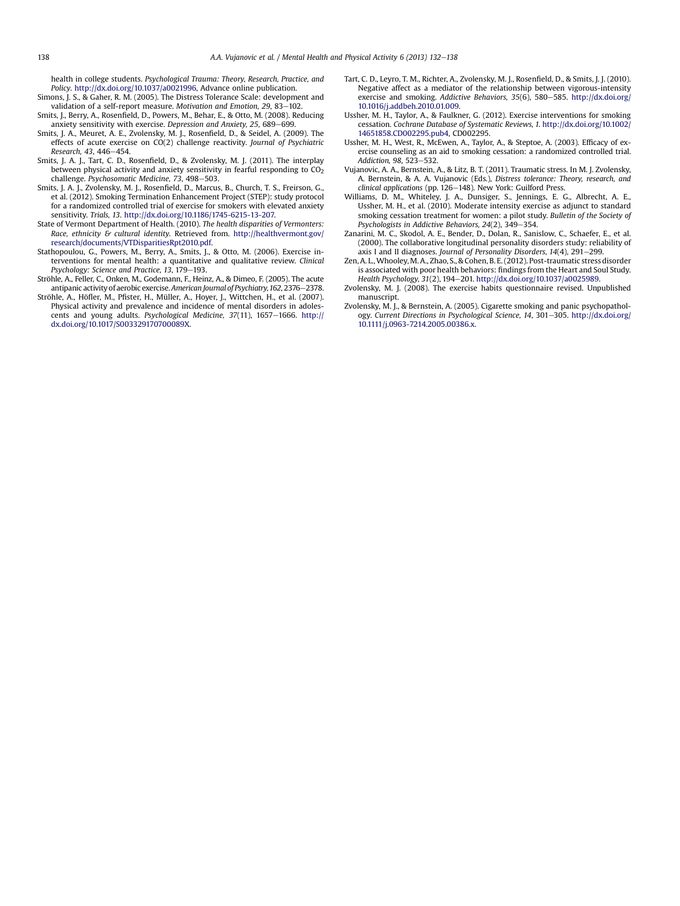health in college students. *Psychological Trauma: Theory, Research, Practice, and Policy*. http://dx.doi.org/10.1037/a0021996, Advance online publication.

Simons, J. S., & Gaher, R. M. (2005). The Distress Tolerance Scale: development and validation of a self-report measure. *Motivation and Emotion, 29*, 83–102.

Smits, J., Berry, A., Rosenfield, D., Powers, M., Behar, E., & Otto, M. (2008). Reducing anxiety sensitivity with exercise. *Depression and Anxiety, 25*, 689–699.

Smits, J. A., Meuret, A. E., Zvolensky, M. J., Rosenfield, D., & Seidel, A. (2009). The effects of acute exercise on CO(2) challenge reactivity. *Journal of Psychiatric Research, 43*, 446–454.

Smits, J. A. J., Tart, C. D., Rosenfield, D., & Zvolensky, M. J. (2011). The interplay between physical activity and anxiety sensitivity in fearful responding to $CO_2$ challenge. *Psychosomatic Medicine, 73*, 498–503.

Smits, J. A. J., Zvolensky, M. J., Rosenfield, D., Marcus, B., Church, T. S., Freirson, G., et al. (2012). Smoking Termination Enhancement Project (STEP): study protocol for a randomized controlled trial of exercise for smokers with elevated anxiety sensitivity. *Trials, 13*. http://dx.doi.org/10.1186/1745-6215-13-207.

State of Vermont Department of Health. (2010). *The health disparities of Vermonters: Race, ethnicity & cultural identity*. Retrieved from. http://healthvermont.gov/research/documents/VTDisparitiesRpt2010.pdf.

Stathopoulou, G., Powers, M., Berry, A., Smits, J., & Otto, M. (2006). Exercise interventions for mental health: a quantitative and qualitative review. *Clinical Psychology: Science and Practice, 13*, 179–193.

Ströhle, A., Feller, C., Onken, M., Godemann, F., Heinz, A., & Dimeo, F. (2005). The acute antipanic activity of aerobic exercise. *American Journal of Psychiatry, 162*, 2376–2378.

Ströhle, A., Höfler, M., Pfister, H., Müller, A., Hoyer, J., Wittchen, H., et al. (2007). Physical activity and prevalence and incidence of mental disorders in adolescents and young adults. *Psychological Medicine, 37*(11), 1657–1666. http://dx.doi.org/10.1017/S003329170700089X.

Tart, C. D., Leyro, T. M., Richter, A., Zvolensky, M. J., Rosenfield, D., & Smits, J. J. (2010). Negative affect as a mediator of the relationship between vigorous-intensity exercise and smoking. *Addictive Behaviors, 35*(6), 580–585. http://dx.doi.org/10.1016/j.addbeh.2010.01.009.

Ussher, M. H., Taylor, A., & Faulkner, G. (2012). Exercise interventions for smoking cessation. *Cochrane Database of Systematic Reviews, 1*. http://dx.doi.org/10.1002/14651858.CD002295.pub4, CD002295.

Ussher, M. H., West, R., McEwen, A., Taylor, A., & Steptoe, A. (2003). Efficacy of exercise counseling as an aid to smoking cessation: a randomized controlled trial. *Addiction, 98*, 523–532.

Vujanovic, A. A., Bernstein, A., & Litz, B. T. (2011). Traumatic stress. In M. J. Zvolensky, A. Bernstein, & A. A. Vujanovic (Eds.), *Distress tolerance: Theory, research, and clinical applications* (pp. 126–148). New York: Guilford Press.

Williams, D. M., Whiteley, J. A., Dunsiger, S., Jennings, E. G., Albrecht, A. E., Ussher, M. H., et al. (2010). Moderate intensity exercise as adjunct to standard smoking cessation treatment for women: a pilot study. *Bulletin of the Society of Psychologists in Addictive Behaviors, 24*(2), 349–354.

Zanarini, M. C., Skodol, A. E., Bender, D., Dolan, R., Sanislow, C., Schaefer, E., et al. (2000). The collaborative longitudinal personality disorders study: reliability of axis I and II diagnoses. *Journal of Personality Disorders, 14*(4), 291–299.

Zen, A. L., Whooley, M. A., Zhao, S., & Cohen, B. E. (2012). Post-traumatic stress disorder is associated with poor health behaviors: findings from the Heart and Soul Study. *Health Psychology, 31*(2), 194–201. http://dx.doi.org/10.1037/a0025989.

Zvolensky, M. J. (2008). The exercise habits questionnaire revised. Unpublished manuscript.

Zvolensky, M. J., & Bernstein, A. (2005). Cigarette smoking and panic psychopathology. *Current Directions in Psychological Science, 14*, 301–305. http://dx.doi.org/10.1111/j.0963-7214.2005.00386.x.